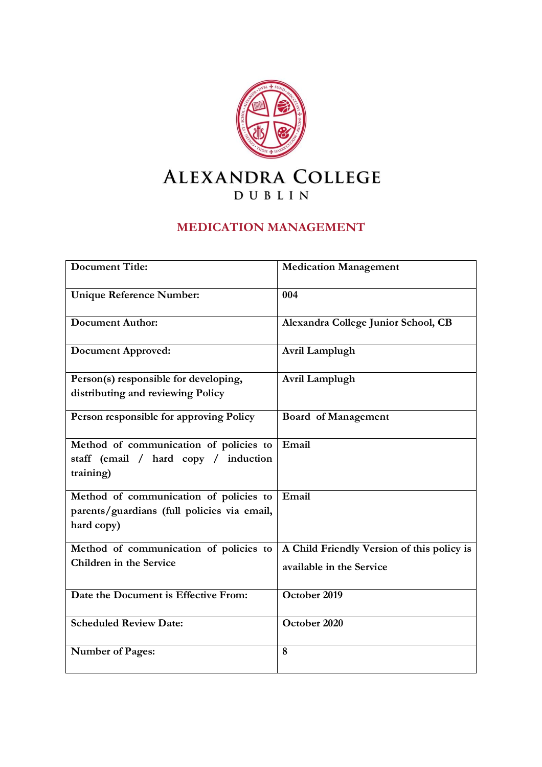# ALEXANDRA COLLEGE

DUBLIN

## MEDICATION MANAGEMENT

| Document Title: | Medication Management |
|---|---|
| Unique Reference Number: | 004 |
| Document Author: | Alexandra College Junior School, CB |
| Document Approved: | Avril Lamplugh |
| Person(s) responsible for developing, distributing and reviewing Policy | Avril Lamplugh |
| Person responsible for approving Policy | Board of Management |
| Method of communication of policies to staff (email / hard copy / induction training) | Email |
| Method of communication of policies to parents/guardians (full policies via email, hard copy) | Email |
| Method of communication of policies to Children in the Service | A Child Friendly Version of this policy is available in the Service |
| Date the Document is Effective From: | October 2019 |
| Scheduled Review Date: | October 2020 |
| Number of Pages: | 8 |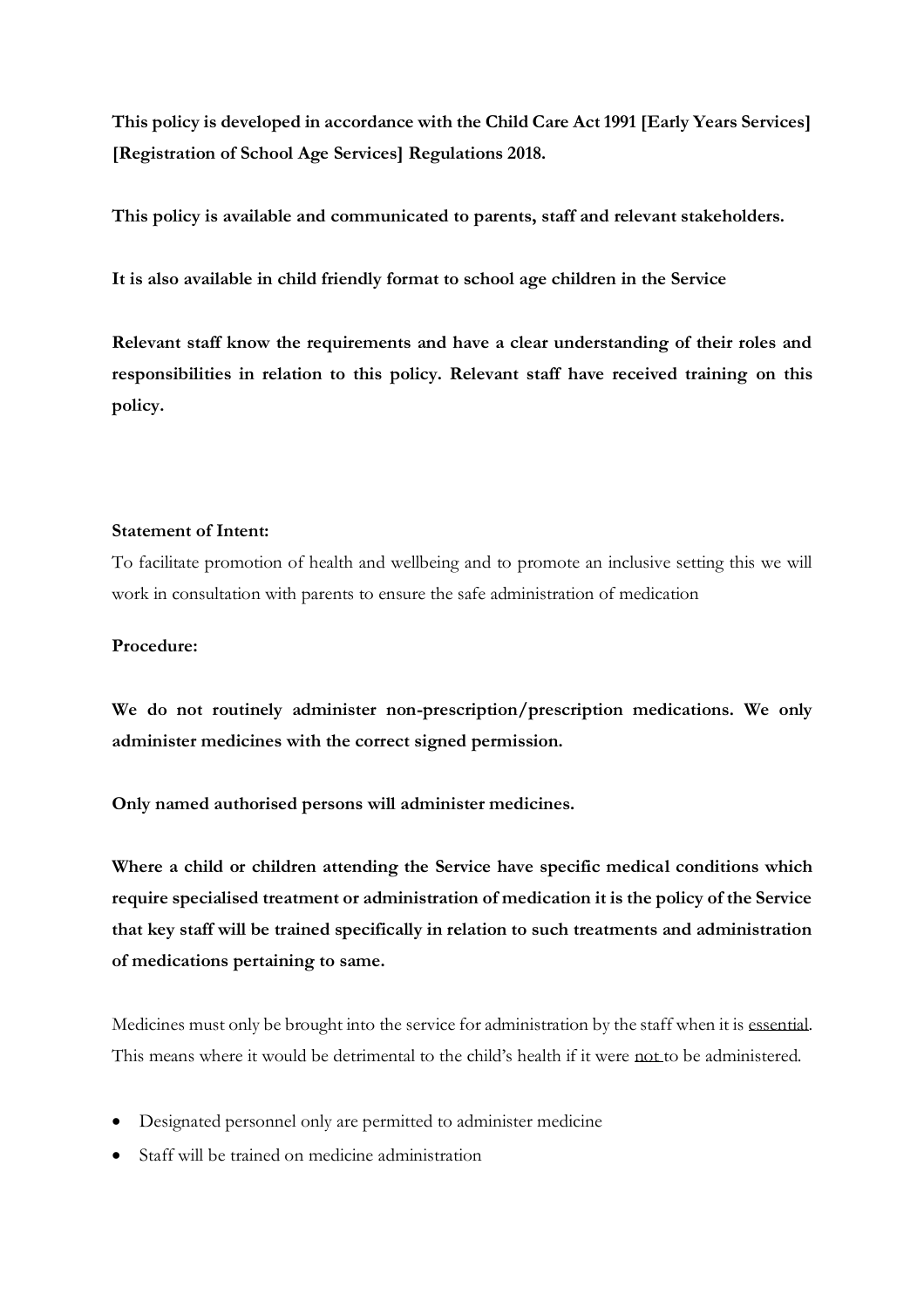**This policy is developed in accordance with the Child Care Act 1991 [Early Years Services] [Registration of School Age Services] Regulations 2018.**

**This policy is available and communicated to parents, staff and relevant stakeholders.**

**It is also available in child friendly format to school age children in the Service**

**Relevant staff know the requirements and have a clear understanding of their roles and responsibilities in relation to this policy. Relevant staff have received training on this policy.**

**Statement of Intent:**

To facilitate promotion of health and wellbeing and to promote an inclusive setting this we will work in consultation with parents to ensure the safe administration of medication

**Procedure:**

**We do not routinely administer non-prescription/prescription medications. We only administer medicines with the correct signed permission.**

**Only named authorised persons will administer medicines.**

**Where a child or children attending the Service have specific medical conditions which require specialised treatment or administration of medication it is the policy of the Service that key staff will be trained specifically in relation to such treatments and administration of medications pertaining to same.**

Medicines must only be brought into the service for administration by the staff when it is <u>essential</u>. This means where it would be detrimental to the child's health if it were <u>not</u> to be administered.

- Designated personnel only are permitted to administer medicine
- Staff will be trained on medicine administration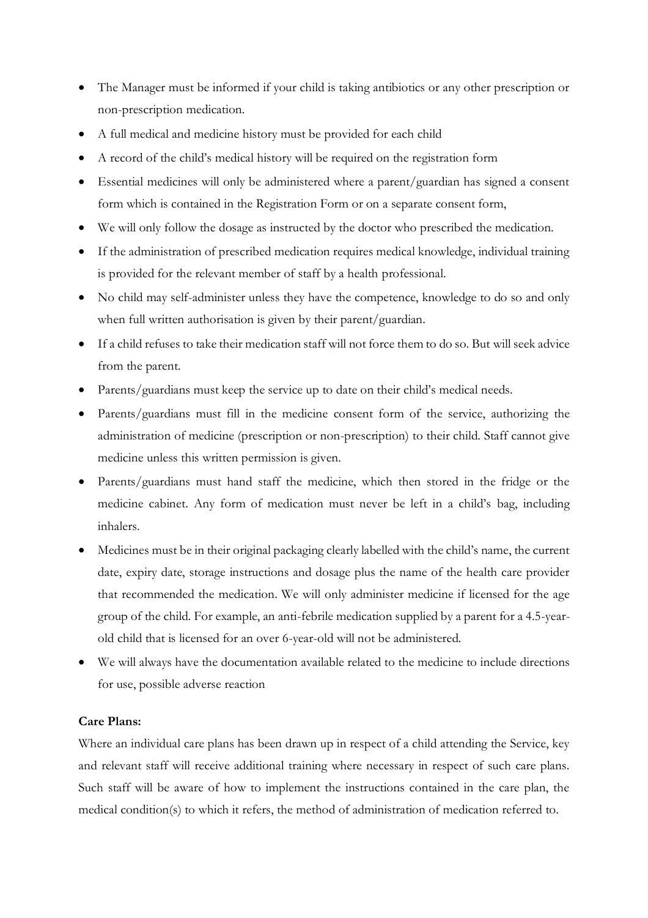- The Manager must be informed if your child is taking antibiotics or any other prescription or non-prescription medication.
- A full medical and medicine history must be provided for each child
- A record of the child's medical history will be required on the registration form
- Essential medicines will only be administered where a parent/guardian has signed a consent form which is contained in the Registration Form or on a separate consent form,
- We will only follow the dosage as instructed by the doctor who prescribed the medication.
- If the administration of prescribed medication requires medical knowledge, individual training is provided for the relevant member of staff by a health professional.
- No child may self-administer unless they have the competence, knowledge to do so and only when full written authorisation is given by their parent/guardian.
- If a child refuses to take their medication staff will not force them to do so. But will seek advice from the parent.
- Parents/guardians must keep the service up to date on their child's medical needs.
- Parents/guardians must fill in the medicine consent form of the service, authorizing the administration of medicine (prescription or non-prescription) to their child. Staff cannot give medicine unless this written permission is given.
- Parents/guardians must hand staff the medicine, which then stored in the fridge or the medicine cabinet. Any form of medication must never be left in a child's bag, including inhalers.
- Medicines must be in their original packaging clearly labelled with the child's name, the current date, expiry date, storage instructions and dosage plus the name of the health care provider that recommended the medication. We will only administer medicine if licensed for the age group of the child. For example, an anti-febrile medication supplied by a parent for a 4.5-year-old child that is licensed for an over 6-year-old will not be administered.
- We will always have the documentation available related to the medicine to include directions for use, possible adverse reaction

**Care Plans:**

Where an individual care plans has been drawn up in respect of a child attending the Service, key and relevant staff will receive additional training where necessary in respect of such care plans. Such staff will be aware of how to implement the instructions contained in the care plan, the medical condition(s) to which it refers, the method of administration of medication referred to.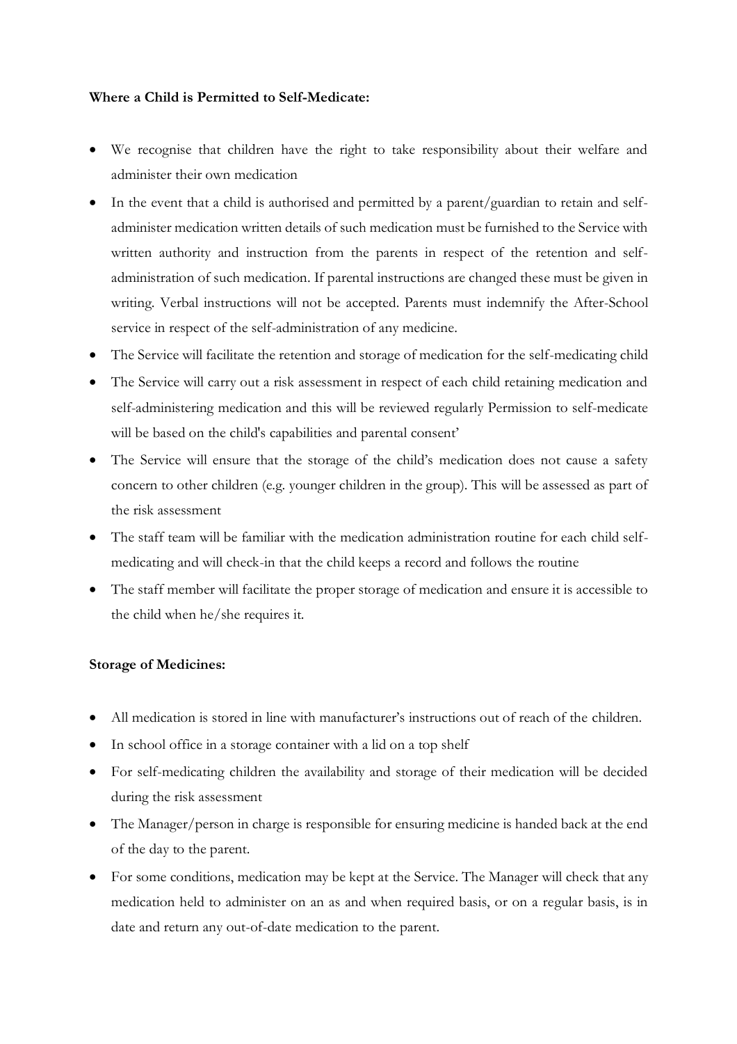**Where a Child is Permitted to Self-Medicate:**

- We recognise that children have the right to take responsibility about their welfare and administer their own medication
- In the event that a child is authorised and permitted by a parent/guardian to retain and self-administer medication written details of such medication must be furnished to the Service with written authority and instruction from the parents in respect of the retention and self-administration of such medication. If parental instructions are changed these must be given in writing. Verbal instructions will not be accepted. Parents must indemnify the After-School service in respect of the self-administration of any medicine.
- The Service will facilitate the retention and storage of medication for the self-medicating child
- The Service will carry out a risk assessment in respect of each child retaining medication and self-administering medication and this will be reviewed regularly Permission to self-medicate will be based on the child's capabilities and parental consent'
- The Service will ensure that the storage of the child's medication does not cause a safety concern to other children (e.g. younger children in the group). This will be assessed as part of the risk assessment
- The staff team will be familiar with the medication administration routine for each child self-medicating and will check-in that the child keeps a record and follows the routine
- The staff member will facilitate the proper storage of medication and ensure it is accessible to the child when he/she requires it.

**Storage of Medicines:**

- All medication is stored in line with manufacturer's instructions out of reach of the children.
- In school office in a storage container with a lid on a top shelf
- For self-medicating children the availability and storage of their medication will be decided during the risk assessment
- The Manager/person in charge is responsible for ensuring medicine is handed back at the end of the day to the parent.
- For some conditions, medication may be kept at the Service. The Manager will check that any medication held to administer on an as and when required basis, or on a regular basis, is in date and return any out-of-date medication to the parent.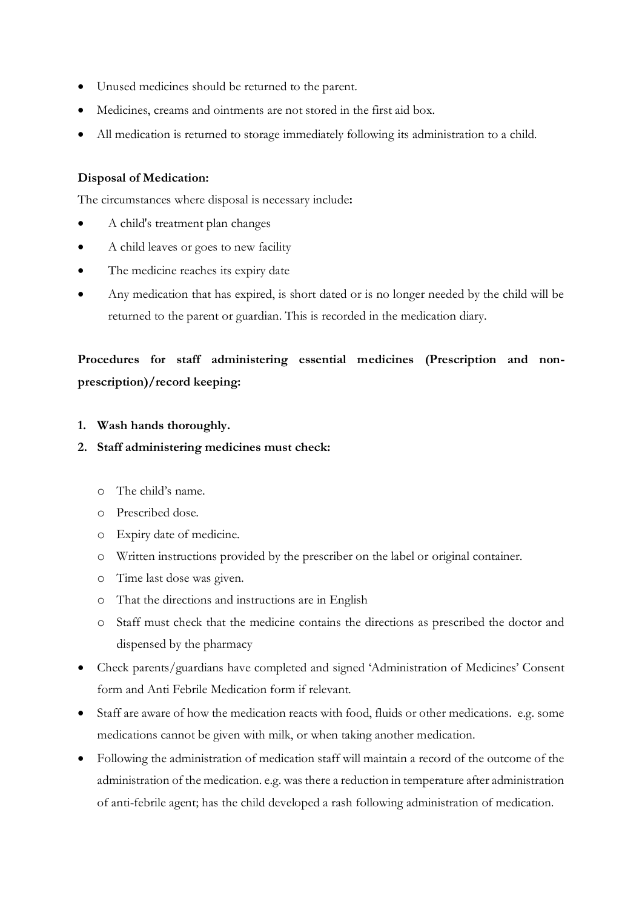- Unused medicines should be returned to the parent.
- Medicines, creams and ointments are not stored in the first aid box.
- All medication is returned to storage immediately following its administration to a child.

**Disposal of Medication:**

The circumstances where disposal is necessary include**:**

- A child's treatment plan changes
- A child leaves or goes to new facility
- The medicine reaches its expiry date
- Any medication that has expired, is short dated or is no longer needed by the child will be returned to the parent or guardian. This is recorded in the medication diary.

**Procedures for staff administering essential medicines (Prescription and non-prescription)/record keeping:**

1. **Wash hands thoroughly.**
2. **Staff administering medicines must check:**

   - The child's name.
   - Prescribed dose.
   - Expiry date of medicine.
   - Written instructions provided by the prescriber on the label or original container.
   - Time last dose was given.
   - That the directions and instructions are in English
   - Staff must check that the medicine contains the directions as prescribed the doctor and dispensed by the pharmacy

- Check parents/guardians have completed and signed 'Administration of Medicines' Consent form and Anti Febrile Medication form if relevant.
- Staff are aware of how the medication reacts with food, fluids or other medications. e.g. some medications cannot be given with milk, or when taking another medication.
- Following the administration of medication staff will maintain a record of the outcome of the administration of the medication. e.g. was there a reduction in temperature after administration of anti-febrile agent; has the child developed a rash following administration of medication.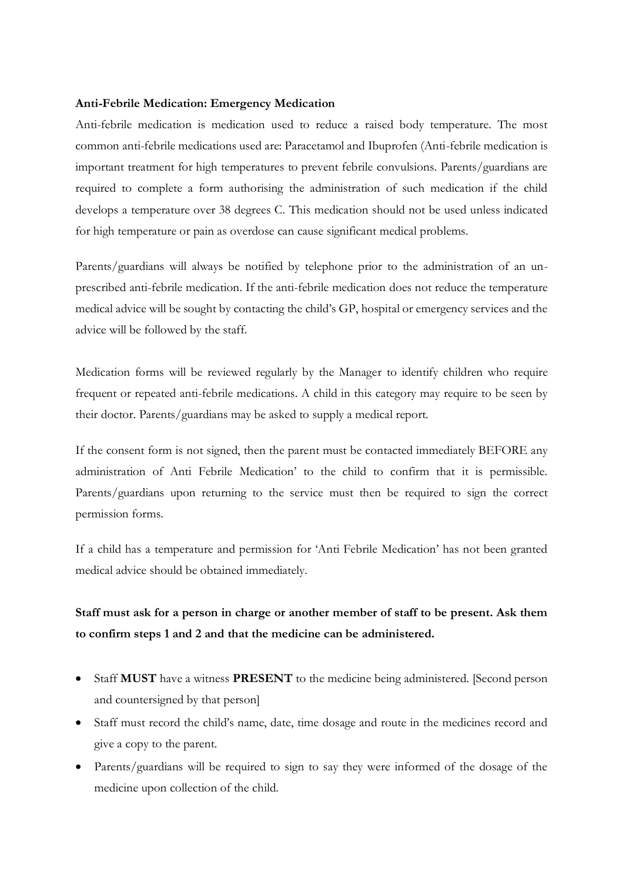**Anti-Febrile Medication: Emergency Medication**

Anti-febrile medication is medication used to reduce a raised body temperature. The most common anti-febrile medications used are: Paracetamol and Ibuprofen (Anti-febrile medication is important treatment for high temperatures to prevent febrile convulsions. Parents/guardians are required to complete a form authorising the administration of such medication if the child develops a temperature over 38 degrees C. This medication should not be used unless indicated for high temperature or pain as overdose can cause significant medical problems.

Parents/guardians will always be notified by telephone prior to the administration of an un-prescribed anti-febrile medication. If the anti-febrile medication does not reduce the temperature medical advice will be sought by contacting the child's GP, hospital or emergency services and the advice will be followed by the staff.

Medication forms will be reviewed regularly by the Manager to identify children who require frequent or repeated anti-febrile medications. A child in this category may require to be seen by their doctor. Parents/guardians may be asked to supply a medical report.

If the consent form is not signed, then the parent must be contacted immediately BEFORE any administration of Anti Febrile Medication' to the child to confirm that it is permissible. Parents/guardians upon returning to the service must then be required to sign the correct permission forms.

If a child has a temperature and permission for 'Anti Febrile Medication' has not been granted medical advice should be obtained immediately.

**Staff must ask for a person in charge or another member of staff to be present. Ask them to confirm steps 1 and 2 and that the medicine can be administered.**

- Staff **MUST** have a witness **PRESENT** to the medicine being administered. [Second person and countersigned by that person]
- Staff must record the child's name, date, time dosage and route in the medicines record and give a copy to the parent.
- Parents/guardians will be required to sign to say they were informed of the dosage of the medicine upon collection of the child.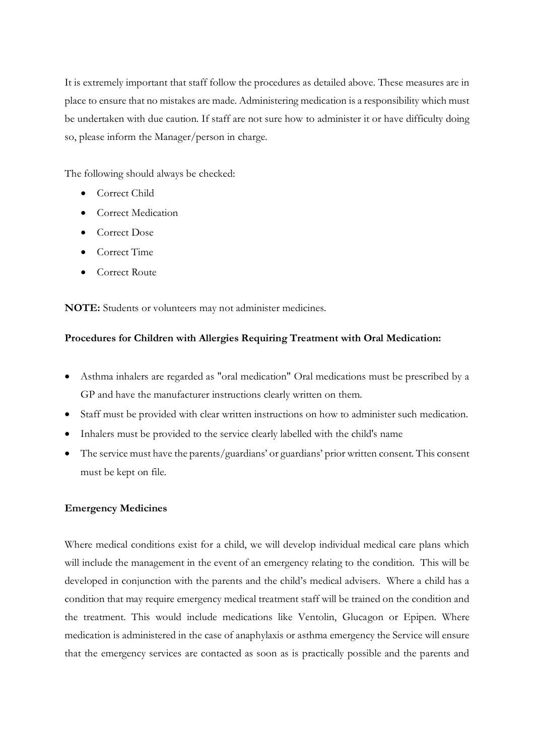It is extremely important that staff follow the procedures as detailed above. These measures are in place to ensure that no mistakes are made. Administering medication is a responsibility which must be undertaken with due caution. If staff are not sure how to administer it or have difficulty doing so, please inform the Manager/person in charge.

The following should always be checked:

- Correct Child
- Correct Medication
- Correct Dose
- Correct Time
- Correct Route

**NOTE:** Students or volunteers may not administer medicines.

**Procedures for Children with Allergies Requiring Treatment with Oral Medication:**

- Asthma inhalers are regarded as "oral medication" Oral medications must be prescribed by a GP and have the manufacturer instructions clearly written on them.
- Staff must be provided with clear written instructions on how to administer such medication.
- Inhalers must be provided to the service clearly labelled with the child's name
- The service must have the parents/guardians' or guardians' prior written consent. This consent must be kept on file.

**Emergency Medicines**

Where medical conditions exist for a child, we will develop individual medical care plans which will include the management in the event of an emergency relating to the condition. This will be developed in conjunction with the parents and the child's medical advisers. Where a child has a condition that may require emergency medical treatment staff will be trained on the condition and the treatment. This would include medications like Ventolin, Glucagon or Epipen. Where medication is administered in the case of anaphylaxis or asthma emergency the Service will ensure that the emergency services are contacted as soon as is practically possible and the parents and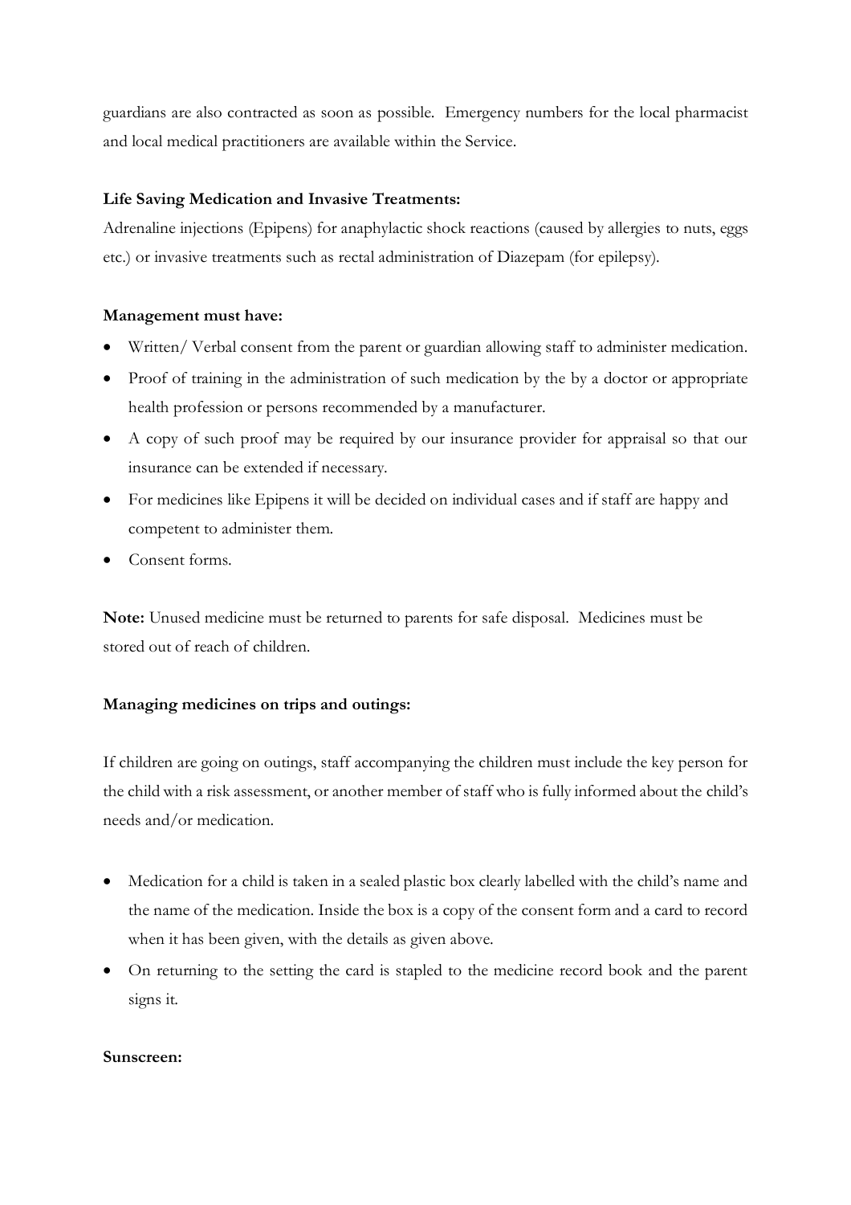guardians are also contracted as soon as possible. Emergency numbers for the local pharmacist and local medical practitioners are available within the Service.

**Life Saving Medication and Invasive Treatments:**

Adrenaline injections (Epipens) for anaphylactic shock reactions (caused by allergies to nuts, eggs etc.) or invasive treatments such as rectal administration of Diazepam (for epilepsy).

**Management must have:**

- Written/ Verbal consent from the parent or guardian allowing staff to administer medication.
- Proof of training in the administration of such medication by the by a doctor or appropriate health profession or persons recommended by a manufacturer.
- A copy of such proof may be required by our insurance provider for appraisal so that our insurance can be extended if necessary.
- For medicines like Epipens it will be decided on individual cases and if staff are happy and competent to administer them.
- Consent forms.

**Note:** Unused medicine must be returned to parents for safe disposal. Medicines must be stored out of reach of children.

**Managing medicines on trips and outings:**

If children are going on outings, staff accompanying the children must include the key person for the child with a risk assessment, or another member of staff who is fully informed about the child's needs and/or medication.

- Medication for a child is taken in a sealed plastic box clearly labelled with the child's name and the name of the medication. Inside the box is a copy of the consent form and a card to record when it has been given, with the details as given above.
- On returning to the setting the card is stapled to the medicine record book and the parent signs it.

**Sunscreen:**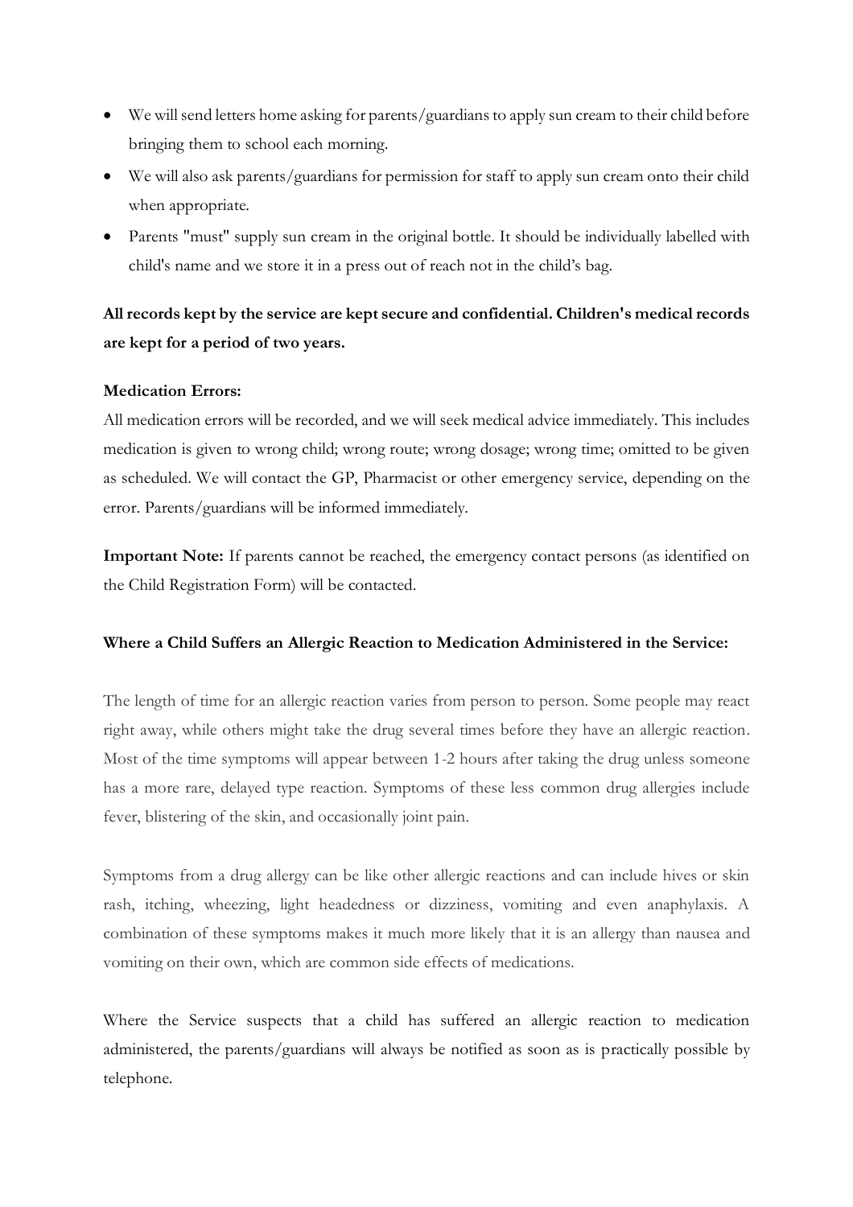- We will send letters home asking for parents/guardians to apply sun cream to their child before bringing them to school each morning.
- We will also ask parents/guardians for permission for staff to apply sun cream onto their child when appropriate.
- Parents "must" supply sun cream in the original bottle. It should be individually labelled with child's name and we store it in a press out of reach not in the child's bag.

**All records kept by the service are kept secure and confidential. Children's medical records are kept for a period of two years.**

**Medication Errors:**

All medication errors will be recorded, and we will seek medical advice immediately. This includes medication is given to wrong child; wrong route; wrong dosage; wrong time; omitted to be given as scheduled. We will contact the GP, Pharmacist or other emergency service, depending on the error. Parents/guardians will be informed immediately.

**Important Note:** If parents cannot be reached, the emergency contact persons (as identified on the Child Registration Form) will be contacted.

**Where a Child Suffers an Allergic Reaction to Medication Administered in the Service:**

The length of time for an allergic reaction varies from person to person. Some people may react right away, while others might take the drug several times before they have an allergic reaction. Most of the time symptoms will appear between 1-2 hours after taking the drug unless someone has a more rare, delayed type reaction. Symptoms of these less common drug allergies include fever, blistering of the skin, and occasionally joint pain.

Symptoms from a drug allergy can be like other allergic reactions and can include hives or skin rash, itching, wheezing, light headedness or dizziness, vomiting and even anaphylaxis. A combination of these symptoms makes it much more likely that it is an allergy than nausea and vomiting on their own, which are common side effects of medications.

Where the Service suspects that a child has suffered an allergic reaction to medication administered, the parents/guardians will always be notified as soon as is practically possible by telephone.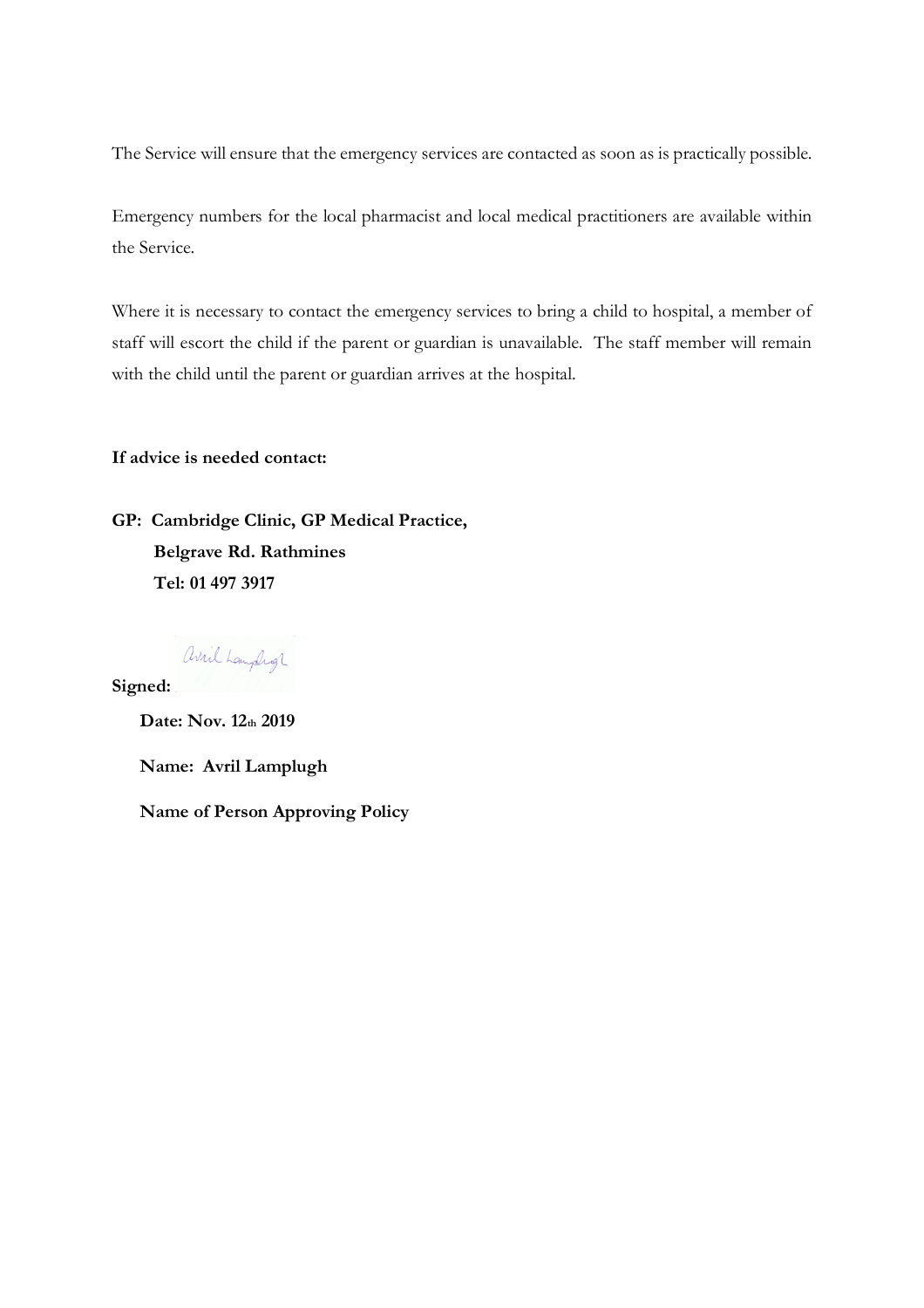The Service will ensure that the emergency services are contacted as soon as is practically possible.

Emergency numbers for the local pharmacist and local medical practitioners are available within the Service.

Where it is necessary to contact the emergency services to bring a child to hospital, a member of staff will escort the child if the parent or guardian is unavailable. The staff member will remain with the child until the parent or guardian arrives at the hospital.

**If advice is needed contact:**

**GP: Cambridge Clinic, GP Medical Practice,**
**Belgrave Rd. Rathmines**
**Tel: 01 497 3917**

**Signed:** Avril Lamplugh

**Date: Nov. 12th 2019**

**Name: Avril Lamplugh**

**Name of Person Approving Policy**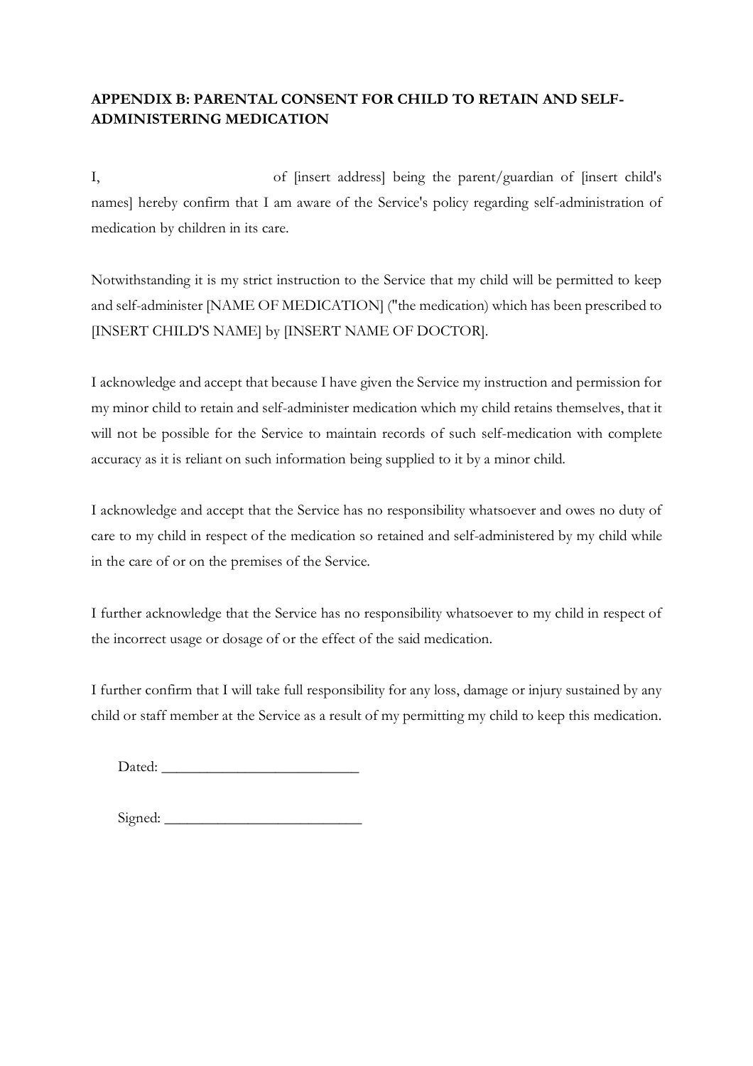**APPENDIX B: PARENTAL CONSENT FOR CHILD TO RETAIN AND SELF-ADMINISTERING MEDICATION**

I, of [insert address] being the parent/guardian of [insert child's names] hereby confirm that I am aware of the Service's policy regarding self-administration of medication by children in its care.

Notwithstanding it is my strict instruction to the Service that my child will be permitted to keep and self-administer [NAME OF MEDICATION] ("the medication) which has been prescribed to [INSERT CHILD'S NAME] by [INSERT NAME OF DOCTOR].

I acknowledge and accept that because I have given the Service my instruction and permission for my minor child to retain and self-administer medication which my child retains themselves, that it will not be possible for the Service to maintain records of such self-medication with complete accuracy as it is reliant on such information being supplied to it by a minor child.

I acknowledge and accept that the Service has no responsibility whatsoever and owes no duty of care to my child in respect of the medication so retained and self-administered by my child while in the care of or on the premises of the Service.

I further acknowledge that the Service has no responsibility whatsoever to my child in respect of the incorrect usage or dosage of or the effect of the said medication.

I further confirm that I will take full responsibility for any loss, damage or injury sustained by any child or staff member at the Service as a result of my permitting my child to keep this medication.

Dated: ___________________________

Signed: ___________________________